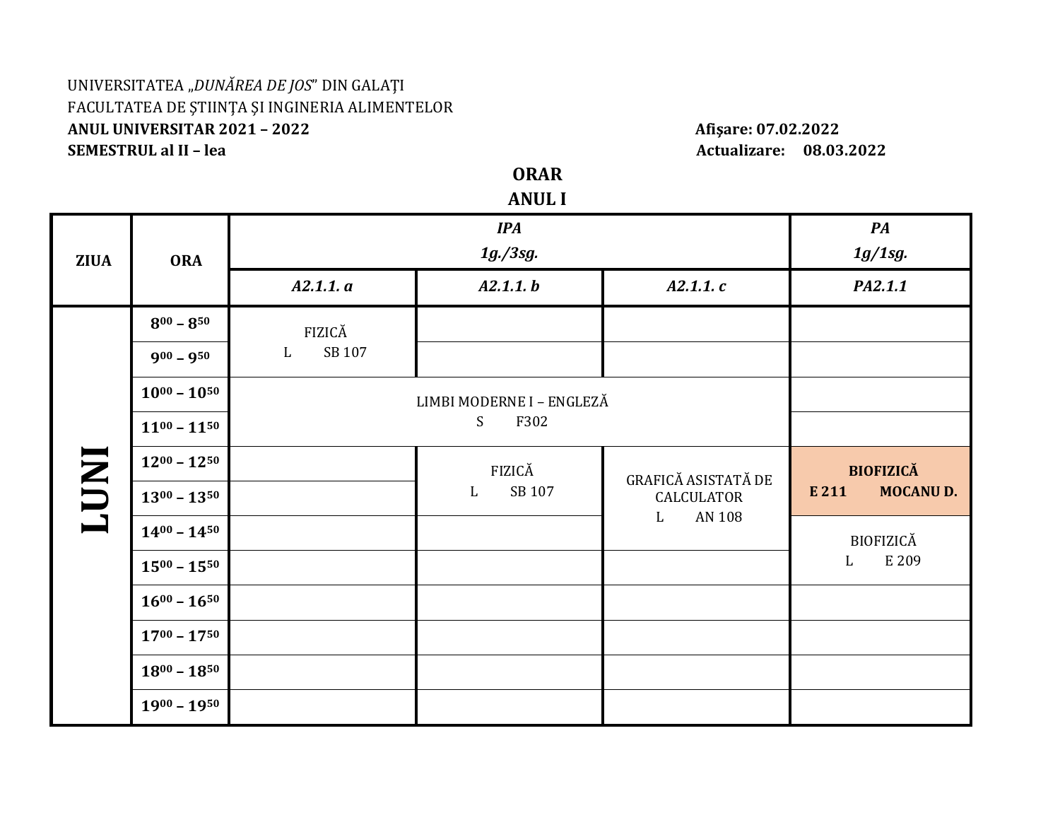UNIVERSITATEA „*DUNĂREA DE JOS*” DIN GALAŢI
FACULTATEA DE ŞTIINŢA ŞI INGINERIA ALIMENTELOR
**ANUL UNIVERSITAR 2021 – 2022**
**SEMESTRUL al II – lea**

**Afişare: 07.02.2022**
**Actualizare: 08.03.2022**

## ORAR
## ANUL I

| ZIUA | ORA | *IPA 1g./3sg.* | | | *PA 1g/1sg.* |
|---|---|---|---|---|---|
| | | ***A2.1.1. a*** | ***A2.1.1. b*** | ***A2.1.1. c*** | ***PA2.1.1*** |
| **LUNI** | **$8^{00}$ – $8^{50}$** | FIZICĂ L SB 107 | | | |
| | **$9^{00}$ – $9^{50}$** | | | | |
| | **$10^{00}$ – $10^{50}$** | LIMBI MODERNE I – ENGLEZĂ S F302 | | | |
| | **$11^{00}$ – $11^{50}$** | | | | |
| | **$12^{00}$ – $12^{50}$** | | FIZICĂ L SB 107 | GRAFICĂ ASISTATĂ DE CALCULATOR L AN 108 | **BIOFIZICĂ E 211 MOCANU D.** |
| | **$13^{00}$ – $13^{50}$** | | | | |
| | **$14^{00}$ – $14^{50}$** | | | | BIOFIZICĂ L E 209 |
| | **$15^{00}$ – $15^{50}$** | | | | |
| | **$16^{00}$ – $16^{50}$** | | | | |
| | **$17^{00}$ – $17^{50}$** | | | | |
| | **$18^{00}$ – $18^{50}$** | | | | |
| | **$19^{00}$ – $19^{50}$** | | | | |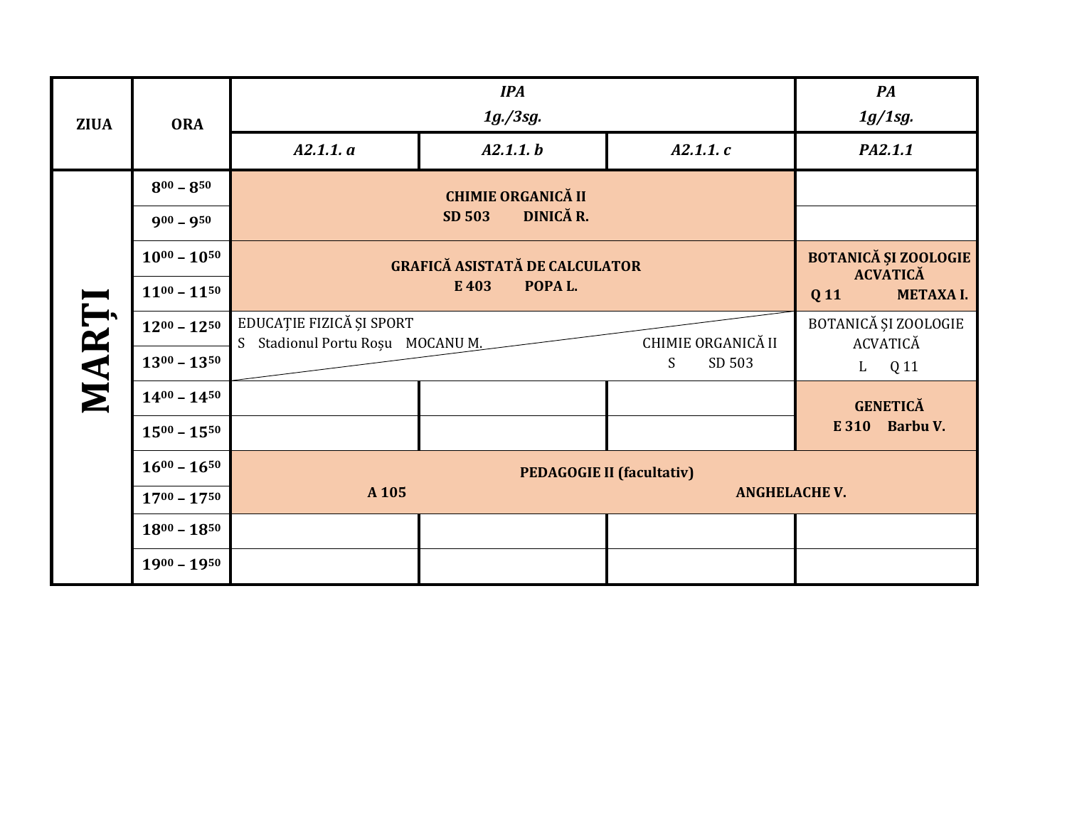| ZIUA | ORA | IPA 1g./3sg. | | | PA 1g/1sg. |
|---|---|---|---|---|---|
| | | A2.1.1. a | A2.1.1. b | A2.1.1. c | PA2.1.1 |
| MARȚI | $8^{00} - 8^{50}$ | **CHIMIE ORGANICĂ II** **SD 503 DINICĂ R.** | | | |
| | $9^{00} - 9^{50}$ | | | | |
| | $10^{00} - 10^{50}$ | **GRAFICĂ ASISTATĂ DE CALCULATOR** **E 403 POPA L.** | | | **BOTANICĂ ȘI ZOOLOGIE ACVATICĂ** **Q 11 METAXA I.** |
| | $11^{00} - 11^{50}$ | | | | |
| | $12^{00} - 12^{50}$ | EDUCAȚIE FIZICĂ ȘI SPORT S Stadionul Portu Roșu MOCANU M. / CHIMIE ORGANICĂ II S SD 503 | | | BOTANICĂ ȘI ZOOLOGIE ACVATICĂ L Q 11 |
| | $13^{00} - 13^{50}$ | | | | |
| | $14^{00} - 14^{50}$ | | | | **GENETICĂ** **E 310 Barbu V.** |
| | $15^{00} - 15^{50}$ | | | | |
| | $16^{00} - 16^{50}$ | **PEDAGOGIE II (facultativ)** **A 105 ANGHELACHE V.** | | | |
| | $17^{00} - 17^{50}$ | | | | |
| | $18^{00} - 18^{50}$ | | | | |
| | $19^{00} - 19^{50}$ | | | | |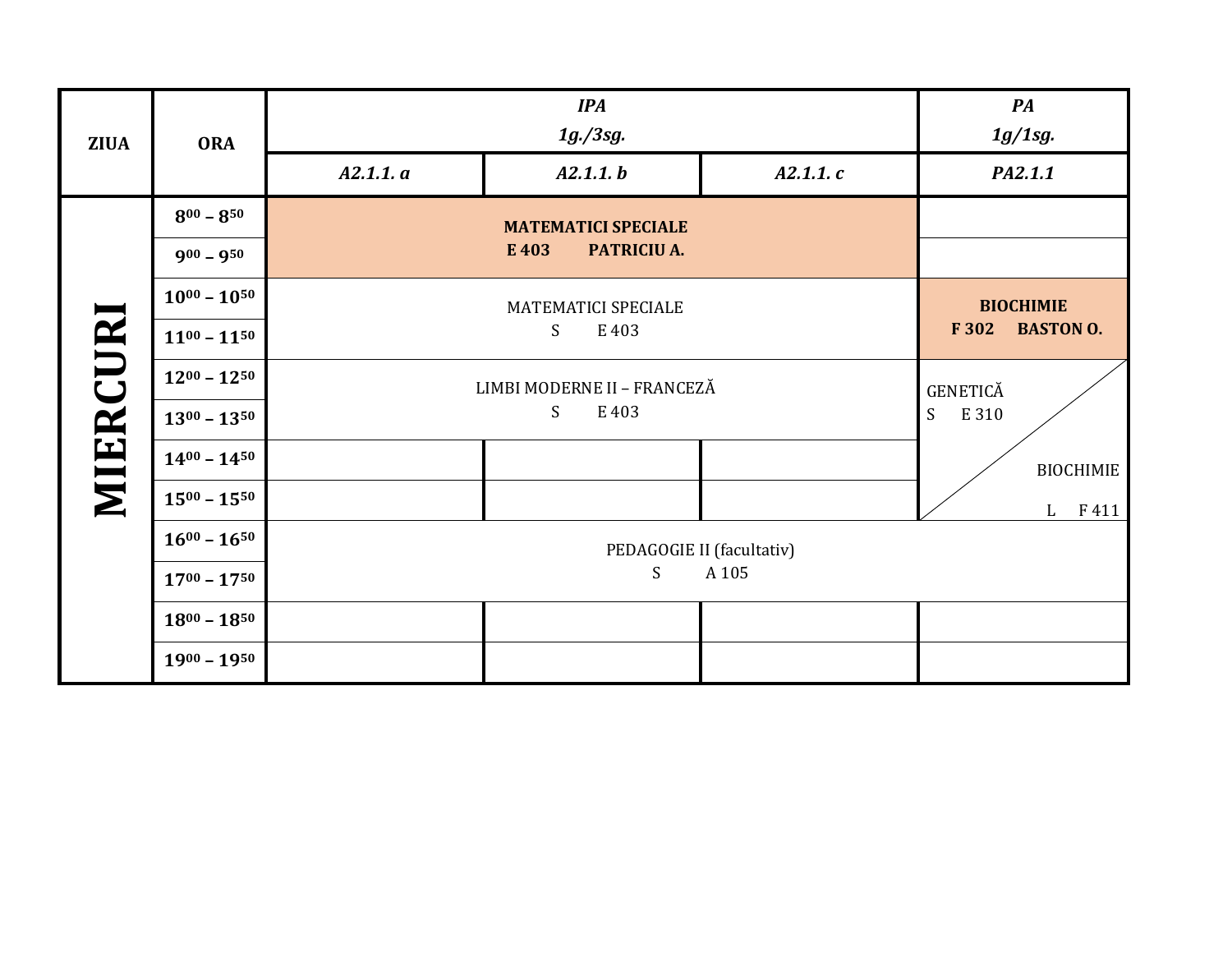| ZIUA | ORA | IPA 1g./3sg. | | | PA 1g/1sg. |
|---|---|---|---|---|---|
| | | *A2.1.1. a* | *A2.1.1. b* | *A2.1.1. c* | *PA2.1.1* |
| **MIERCURI** | **$8^{00}$ – $8^{50}$** | **MATEMATICI SPECIALE E 403 PATRICIU A.** | | | |
| | **$9^{00}$ – $9^{50}$** | | | | |
| | **$10^{00}$ – $10^{50}$** | MATEMATICI SPECIALE S E 403 | | | **BIOCHIMIE F 302 BASTON O.** |
| | **$11^{00}$ – $11^{50}$** | | | | |
| | **$12^{00}$ – $12^{50}$** | LIMBI MODERNE II – FRANCEZĂ S E 403 | | | GENETICĂ S E 310 / BIOCHIMIE L F 411 |
| | **$13^{00}$ – $13^{50}$** | | | | |
| | **$14^{00}$ – $14^{50}$** | | | | |
| | **$15^{00}$ – $15^{50}$** | | | | |
| | **$16^{00}$ – $16^{50}$** | PEDAGOGIE II (facultativ) S A 105 | | | |
| | **$17^{00}$ – $17^{50}$** | | | | |
| | **$18^{00}$ – $18^{50}$** | | | | |
| | **$19^{00}$ – $19^{50}$** | | | | |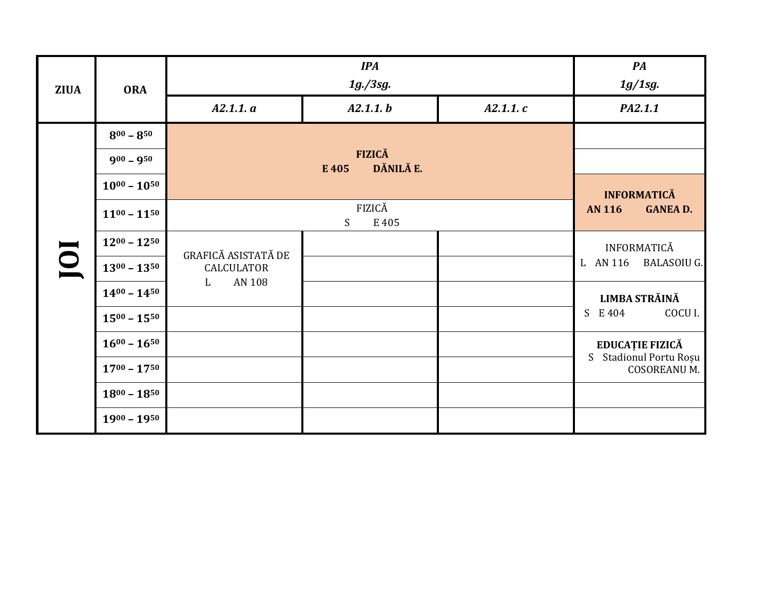| ZIUA | ORA | IPA 1g./3sg. | | | PA 1g/1sg. |
|---|---|---|---|---|---|
| | | *A2.1.1. a* | *A2.1.1. b* | *A2.1.1. c* | *PA2.1.1* |
| **JOI** | $8^{00} - 8^{50}$ | **FIZICĂ** **E 405 DĂNILĂ E.** | | | |
| | $9^{00} - 9^{50}$ | | | | |
| | $10^{00} - 10^{50}$ | | | | **INFORMATICĂ** **AN 116 GANEA D.** |
| | $11^{00} - 11^{50}$ | FIZICĂ S E 405 | | | |
| | $12^{00} - 12^{50}$ | GRAFICĂ ASISTATĂ DE CALCULATOR L AN 108 | | | INFORMATICĂ L AN 116 BALASOIU G. |
| | $13^{00} - 13^{50}$ | | | | |
| | $14^{00} - 14^{50}$ | | | | **LIMBA STRĂINĂ** S E 404 COCU I. |
| | $15^{00} - 15^{50}$ | | | | |
| | $16^{00} - 16^{50}$ | | | | **EDUCAȚIE FIZICĂ** S Stadionul Portu Roșu COSOREANU M. |
| | $17^{00} - 17^{50}$ | | | | |
| | $18^{00} - 18^{50}$ | | | | |
| | $19^{00} - 19^{50}$ | | | | |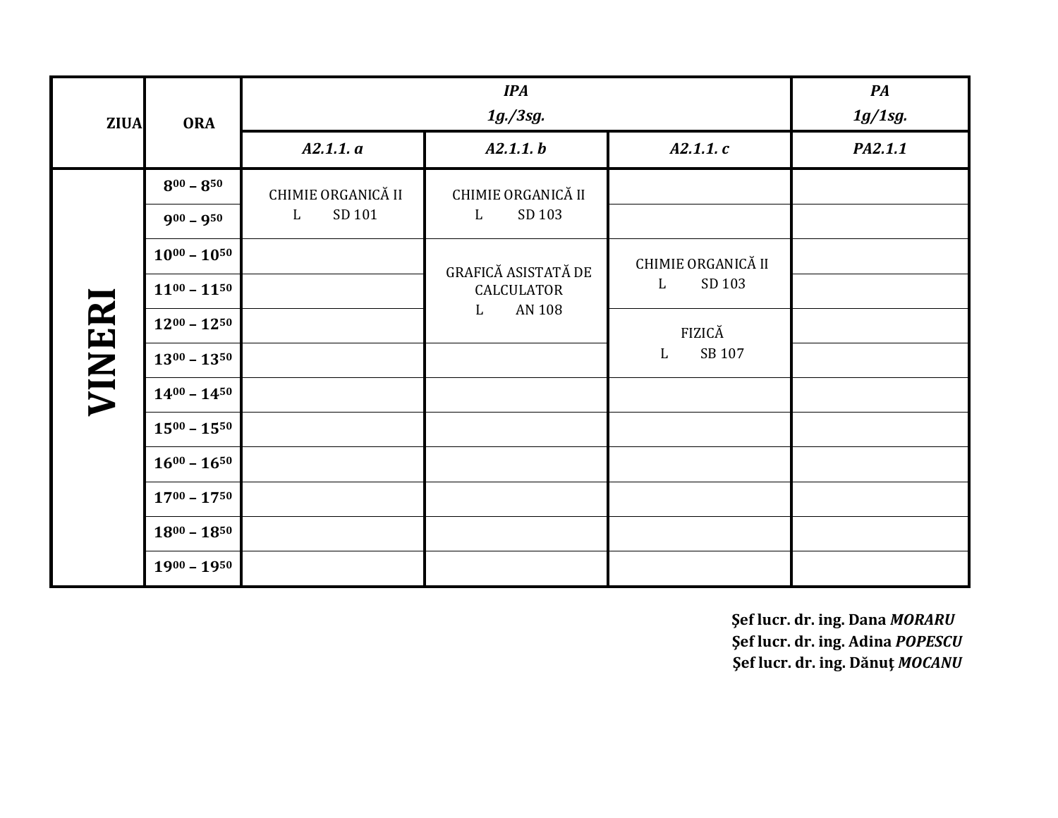| ZIUA | ORA | IPA 1g./3sg. | | | PA 1g/1sg. |
|---|---|---|---|---|---|
| | | *A2.1.1. a* | *A2.1.1. b* | *A2.1.1. c* | *PA2.1.1* |
| **VINERI** | $8^{00} - 8^{50}$ | CHIMIE ORGANICĂ II L SD 101 | CHIMIE ORGANICĂ II L SD 103 | | |
| | $9^{00} - 9^{50}$ | | | | |
| | $10^{00} - 10^{50}$ | | GRAFICĂ ASISTATĂ DE CALCULATOR L AN 108 | CHIMIE ORGANICĂ II L SD 103 | |
| | $11^{00} - 11^{50}$ | | | | |
| | $12^{00} - 12^{50}$ | | | FIZICĂ L SB 107 | |
| | $13^{00} - 13^{50}$ | | | | |
| | $14^{00} - 14^{50}$ | | | | |
| | $15^{00} - 15^{50}$ | | | | |
| | $16^{00} - 16^{50}$ | | | | |
| | $17^{00} - 17^{50}$ | | | | |
| | $18^{00} - 18^{50}$ | | | | |
| | $19^{00} - 19^{50}$ | | | | |

**Şef lucr. dr. ing. Dana *MORARU***
**Şef lucr. dr. ing. Adina *POPESCU***
**Şef lucr. dr. ing. Dănuţ *MOCANU***